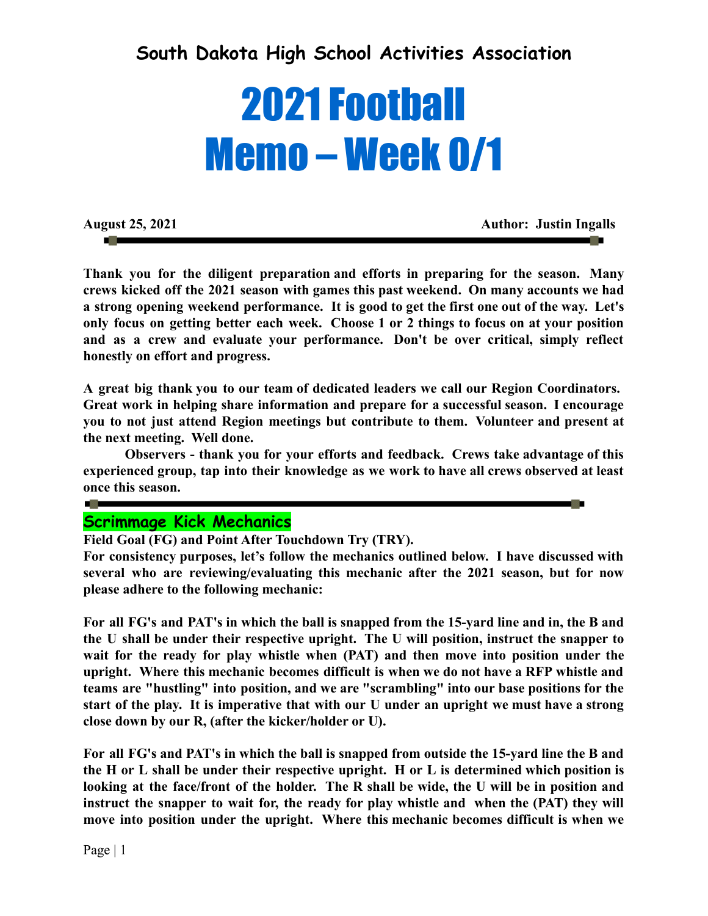# South Dakota High School Activities Association

# 2021 Football Memo – Week 0/1

**August 25, 2021** **Author: Justin Ingalls**

---

**Thank you for the diligent preparation and efforts in preparing for the season. Many crews kicked off the 2021 season with games this past weekend. On many accounts we had a strong opening weekend performance. It is good to get the first one out of the way. Let's only focus on getting better each week. Choose 1 or 2 things to focus on at your position and as a crew and evaluate your performance. Don't be over critical, simply reflect honestly on effort and progress.**

**A great big thank you to our team of dedicated leaders we call our Region Coordinators. Great work in helping share information and prepare for a successful season. I encourage you to not just attend Region meetings but contribute to them. Volunteer and present at the next meeting. Well done.**

**Observers - thank you for your efforts and feedback. Crews take advantage of this experienced group, tap into their knowledge as we work to have all crews observed at least once this season.**

---

## Scrimmage Kick Mechanics

**Field Goal (FG) and Point After Touchdown Try (TRY).**

**For consistency purposes, let's follow the mechanics outlined below. I have discussed with several who are reviewing/evaluating this mechanic after the 2021 season, but for now please adhere to the following mechanic:**

**For all FG's and PAT's in which the ball is snapped from the 15-yard line and in, the B and the U shall be under their respective upright. The U will position, instruct the snapper to wait for the ready for play whistle when (PAT) and then move into position under the upright. Where this mechanic becomes difficult is when we do not have a RFP whistle and teams are "hustling" into position, and we are "scrambling" into our base positions for the start of the play. It is imperative that with our U under an upright we must have a strong close down by our R, (after the kicker/holder or U).**

**For all FG's and PAT's in which the ball is snapped from outside the 15-yard line the B and the H or L shall be under their respective upright. H or L is determined which position is looking at the face/front of the holder. The R shall be wide, the U will be in position and instruct the snapper to wait for, the ready for play whistle and when the (PAT) they will move into position under the upright. Where this mechanic becomes difficult is when we**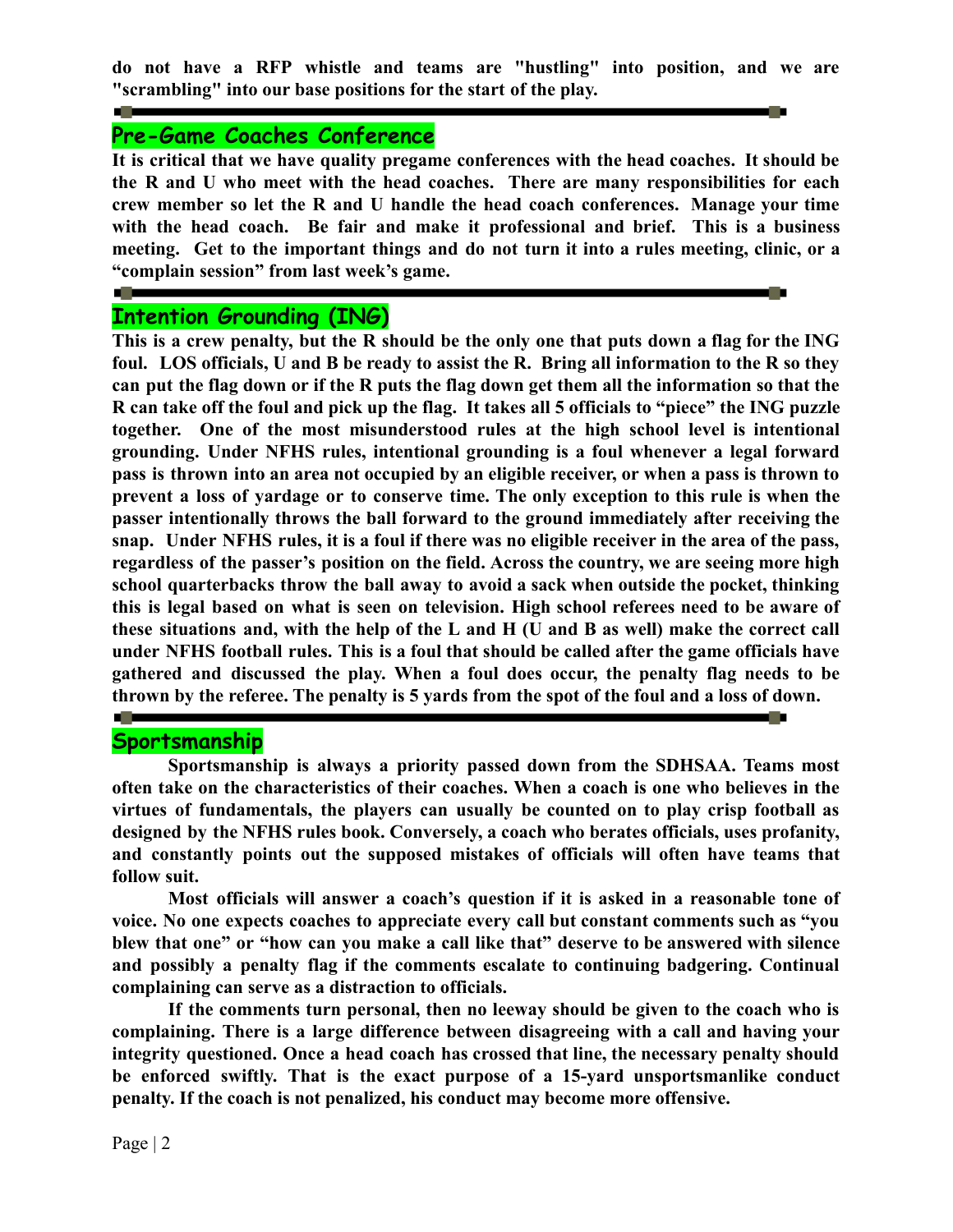**do not have a RFP whistle and teams are "hustling" into position, and we are "scrambling" into our base positions for the start of the play.**

---

## Pre-Game Coaches Conference

**It is critical that we have quality pregame conferences with the head coaches. It should be the R and U who meet with the head coaches. There are many responsibilities for each crew member so let the R and U handle the head coach conferences. Manage your time with the head coach. Be fair and make it professional and brief. This is a business meeting. Get to the important things and do not turn it into a rules meeting, clinic, or a "complain session" from last week's game.**

---

## Intention Grounding (ING)

**This is a crew penalty, but the R should be the only one that puts down a flag for the ING foul. LOS officials, U and B be ready to assist the R. Bring all information to the R so they can put the flag down or if the R puts the flag down get them all the information so that the R can take off the foul and pick up the flag. It takes all 5 officials to "piece" the ING puzzle together. One of the most misunderstood rules at the high school level is intentional grounding. Under NFHS rules, intentional grounding is a foul whenever a legal forward pass is thrown into an area not occupied by an eligible receiver, or when a pass is thrown to prevent a loss of yardage or to conserve time. The only exception to this rule is when the passer intentionally throws the ball forward to the ground immediately after receiving the snap. Under NFHS rules, it is a foul if there was no eligible receiver in the area of the pass, regardless of the passer's position on the field. Across the country, we are seeing more high school quarterbacks throw the ball away to avoid a sack when outside the pocket, thinking this is legal based on what is seen on television. High school referees need to be aware of these situations and, with the help of the L and H (U and B as well) make the correct call under NFHS football rules. This is a foul that should be called after the game officials have gathered and discussed the play. When a foul does occur, the penalty flag needs to be thrown by the referee. The penalty is 5 yards from the spot of the foul and a loss of down.**

---

## Sportsmanship

**Sportsmanship is always a priority passed down from the SDHSAA. Teams most often take on the characteristics of their coaches. When a coach is one who believes in the virtues of fundamentals, the players can usually be counted on to play crisp football as designed by the NFHS rules book. Conversely, a coach who berates officials, uses profanity, and constantly points out the supposed mistakes of officials will often have teams that follow suit.**

**Most officials will answer a coach's question if it is asked in a reasonable tone of voice. No one expects coaches to appreciate every call but constant comments such as "you blew that one" or "how can you make a call like that" deserve to be answered with silence and possibly a penalty flag if the comments escalate to continuing badgering. Continual complaining can serve as a distraction to officials.**

**If the comments turn personal, then no leeway should be given to the coach who is complaining. There is a large difference between disagreeing with a call and having your integrity questioned. Once a head coach has crossed that line, the necessary penalty should be enforced swiftly. That is the exact purpose of a 15-yard unsportsmanlike conduct penalty. If the coach is not penalized, his conduct may become more offensive.**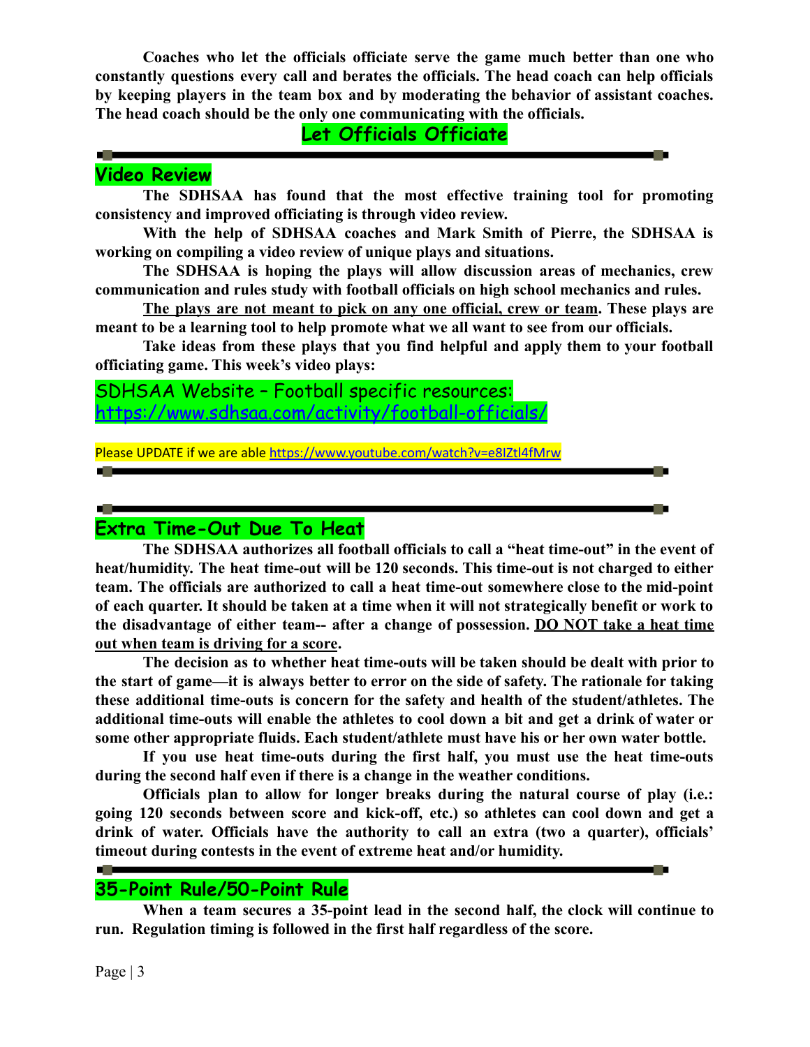**Coaches who let the officials officiate serve the game much better than one who constantly questions every call and berates the officials. The head coach can help officials by keeping players in the team box and by moderating the behavior of assistant coaches. The head coach should be the only one communicating with the officials.**

**Let Officials Officiate**

---

## Video Review

**The SDHSAA has found that the most effective training tool for promoting consistency and improved officiating is through video review.**

**With the help of SDHSAA coaches and Mark Smith of Pierre, the SDHSAA is working on compiling a video review of unique plays and situations.**

**The SDHSAA is hoping the plays will allow discussion areas of mechanics, crew communication and rules study with football officials on high school mechanics and rules.**

**<u>The plays are not meant to pick on any one official, crew or team</u>. These plays are meant to be a learning tool to help promote what we all want to see from our officials.**

**Take ideas from these plays that you find helpful and apply them to your football officiating game. This week's video plays:**

SDHSAA Website – Football specific resources: [https://www.sdhsaa.com/activity/football-officials/](https://www.sdhsaa.com/activity/football-officials/)

Please UPDATE if we are able [https://www.youtube.com/watch?v=e8IZtl4fMrw](https://www.youtube.com/watch?v=e8IZtl4fMrw)

---

---

## Extra Time-Out Due To Heat

**The SDHSAA authorizes all football officials to call a "heat time-out" in the event of heat/humidity. The heat time-out will be 120 seconds. This time-out is not charged to either team. The officials are authorized to call a heat time-out somewhere close to the mid-point of each quarter. It should be taken at a time when it will not strategically benefit or work to the disadvantage of either team-- after a change of possession. <u>DO NOT take a heat time out when team is driving for a score</u>.**

**The decision as to whether heat time-outs will be taken should be dealt with prior to the start of game—it is always better to error on the side of safety. The rationale for taking these additional time-outs is concern for the safety and health of the student/athletes. The additional time-outs will enable the athletes to cool down a bit and get a drink of water or some other appropriate fluids. Each student/athlete must have his or her own water bottle.**

**If you use heat time-outs during the first half, you must use the heat time-outs during the second half even if there is a change in the weather conditions.**

**Officials plan to allow for longer breaks during the natural course of play (i.e.: going 120 seconds between score and kick-off, etc.) so athletes can cool down and get a drink of water. Officials have the authority to call an extra (two a quarter), officials' timeout during contests in the event of extreme heat and/or humidity.**

---

## 35-Point Rule/50-Point Rule

**When a team secures a 35-point lead in the second half, the clock will continue to run. Regulation timing is followed in the first half regardless of the score.**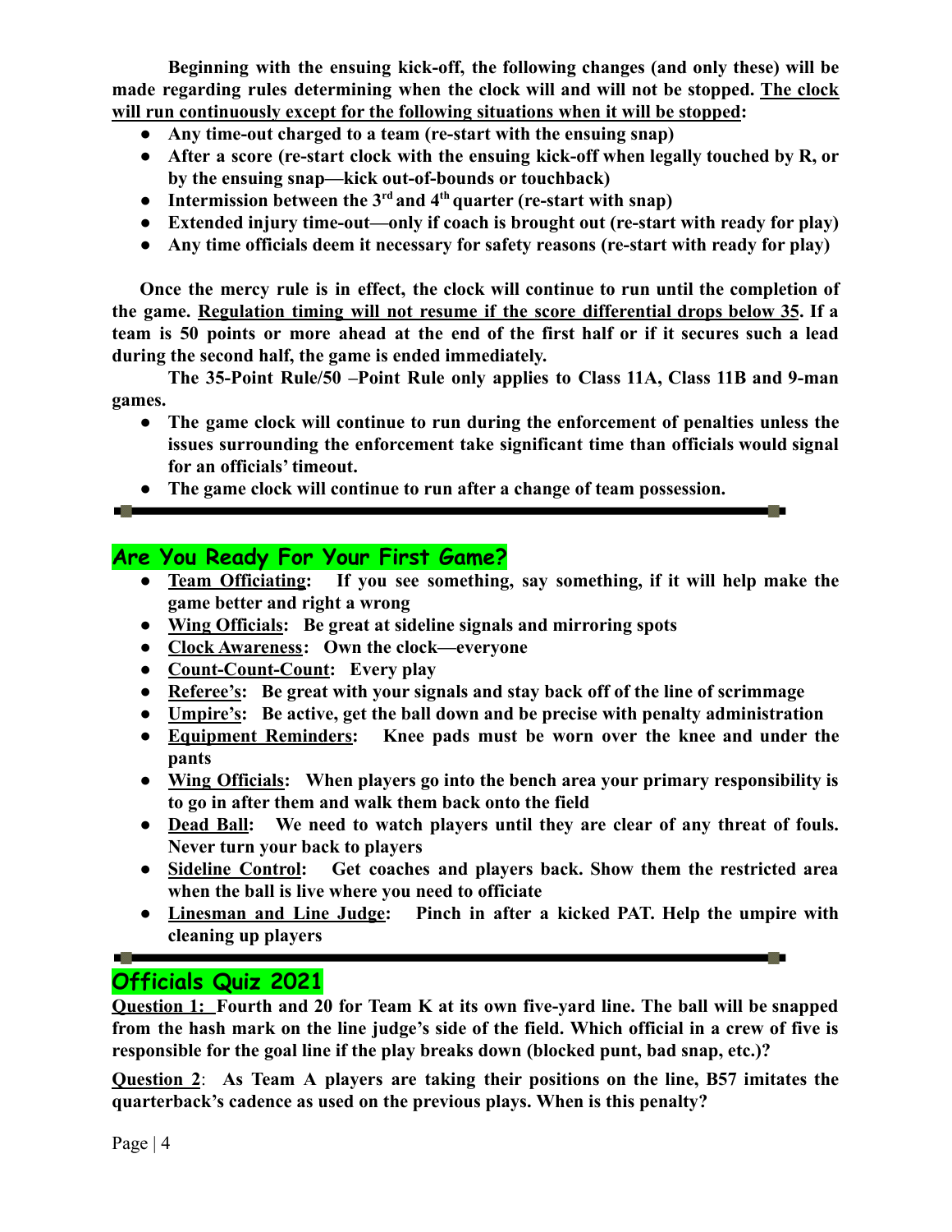**Beginning with the ensuing kick-off, the following changes (and only these) will be made regarding rules determining when the clock will and will not be stopped. <u>The clock will run continuously except for the following situations when it will be stopped</u>:**

- **Any time-out charged to a team (re-start with the ensuing snap)**
- **After a score (re-start clock with the ensuing kick-off when legally touched by R, or by the ensuing snap—kick out-of-bounds or touchback)**
- **Intermission between the 3rd and 4th quarter (re-start with snap)**
- **Extended injury time-out—only if coach is brought out (re-start with ready for play)**
- **Any time officials deem it necessary for safety reasons (re-start with ready for play)**

**Once the mercy rule is in effect, the clock will continue to run until the completion of the game. <u>Regulation timing will not resume if the score differential drops below 35</u>. If a team is 50 points or more ahead at the end of the first half or if it secures such a lead during the second half, the game is ended immediately.**

**The 35-Point Rule/50 –Point Rule only applies to Class 11A, Class 11B and 9-man games.**

- **The game clock will continue to run during the enforcement of penalties unless the issues surrounding the enforcement take significant time than officials would signal for an officials' timeout.**
- **The game clock will continue to run after a change of team possession.**

---

## Are You Ready For Your First Game?

- **<u>Team Officiating</u>: If you see something, say something, if it will help make the game better and right a wrong**
- **<u>Wing Officials</u>: Be great at sideline signals and mirroring spots**
- **<u>Clock Awareness</u>: Own the clock—everyone**
- **<u>Count-Count-Count</u>: Every play**
- **<u>Referee's</u>: Be great with your signals and stay back off of the line of scrimmage**
- **<u>Umpire's</u>: Be active, get the ball down and be precise with penalty administration**
- **<u>Equipment Reminders</u>: Knee pads must be worn over the knee and under the pants**
- **<u>Wing Officials</u>: When players go into the bench area your primary responsibility is to go in after them and walk them back onto the field**
- **<u>Dead Ball</u>: We need to watch players until they are clear of any threat of fouls. Never turn your back to players**
- **<u>Sideline Control</u>: Get coaches and players back. Show them the restricted area when the ball is live where you need to officiate**
- **<u>Linesman and Line Judge</u>: Pinch in after a kicked PAT. Help the umpire with cleaning up players**

---

## Officials Quiz 2021

**<u>Question 1:</u> Fourth and 20 for Team K at its own five-yard line. The ball will be snapped from the hash mark on the line judge's side of the field. Which official in a crew of five is responsible for the goal line if the play breaks down (blocked punt, bad snap, etc.)?**

**<u>Question 2</u>: As Team A players are taking their positions on the line, B57 imitates the quarterback's cadence as used on the previous plays. When is this penalty?**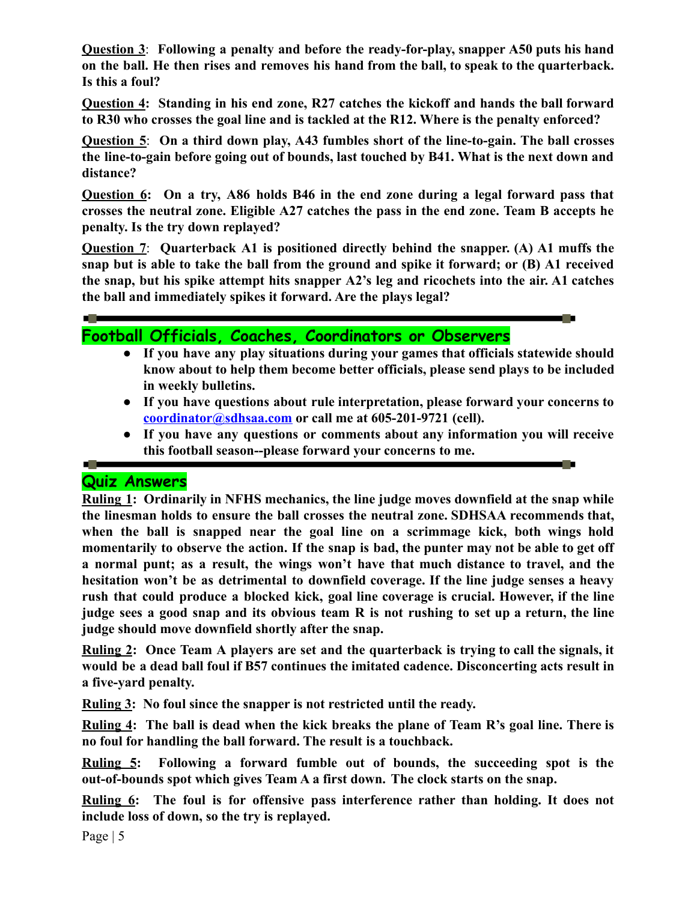**Question 3**: **Following a penalty and before the ready-for-play, snapper A50 puts his hand on the ball. He then rises and removes his hand from the ball, to speak to the quarterback. Is this a foul?**

**Question 4**: **Standing in his end zone, R27 catches the kickoff and hands the ball forward to R30 who crosses the goal line and is tackled at the R12. Where is the penalty enforced?**

**Question 5**: **On a third down play, A43 fumbles short of the line-to-gain. The ball crosses the line-to-gain before going out of bounds, last touched by B41. What is the next down and distance?**

**Question 6**: **On a try, A86 holds B46 in the end zone during a legal forward pass that crosses the neutral zone. Eligible A27 catches the pass in the end zone. Team B accepts he penalty. Is the try down replayed?**

**Question 7**: **Quarterback A1 is positioned directly behind the snapper. (A) A1 muffs the snap but is able to take the ball from the ground and spike it forward; or (B) A1 received the snap, but his spike attempt hits snapper A2's leg and ricochets into the air. A1 catches the ball and immediately spikes it forward. Are the plays legal?**

## Football Officials, Coaches, Coordinators or Observers

- **If you have any play situations during your games that officials statewide should know about to help them become better officials, please send plays to be included in weekly bulletins.**
- **If you have questions about rule interpretation, please forward your concerns to coordinator@sdhsaa.com or call me at 605-201-9721 (cell).**
- **If you have any questions or comments about any information you will receive this football season--please forward your concerns to me.**

## Quiz Answers

**Ruling 1: Ordinarily in NFHS mechanics, the line judge moves downfield at the snap while the linesman holds to ensure the ball crosses the neutral zone. SDHSAA recommends that, when the ball is snapped near the goal line on a scrimmage kick, both wings hold momentarily to observe the action. If the snap is bad, the punter may not be able to get off a normal punt; as a result, the wings won't have that much distance to travel, and the hesitation won't be as detrimental to downfield coverage. If the line judge senses a heavy rush that could produce a blocked kick, goal line coverage is crucial. However, if the line judge sees a good snap and its obvious team R is not rushing to set up a return, the line judge should move downfield shortly after the snap.**

**Ruling 2: Once Team A players are set and the quarterback is trying to call the signals, it would be a dead ball foul if B57 continues the imitated cadence. Disconcerting acts result in a five-yard penalty.**

**Ruling 3: No foul since the snapper is not restricted until the ready.**

**Ruling 4: The ball is dead when the kick breaks the plane of Team R's goal line. There is no foul for handling the ball forward. The result is a touchback.**

**Ruling 5: Following a forward fumble out of bounds, the succeeding spot is the out-of-bounds spot which gives Team A a first down. The clock starts on the snap.**

**Ruling 6: The foul is for offensive pass interference rather than holding. It does not include loss of down, so the try is replayed.**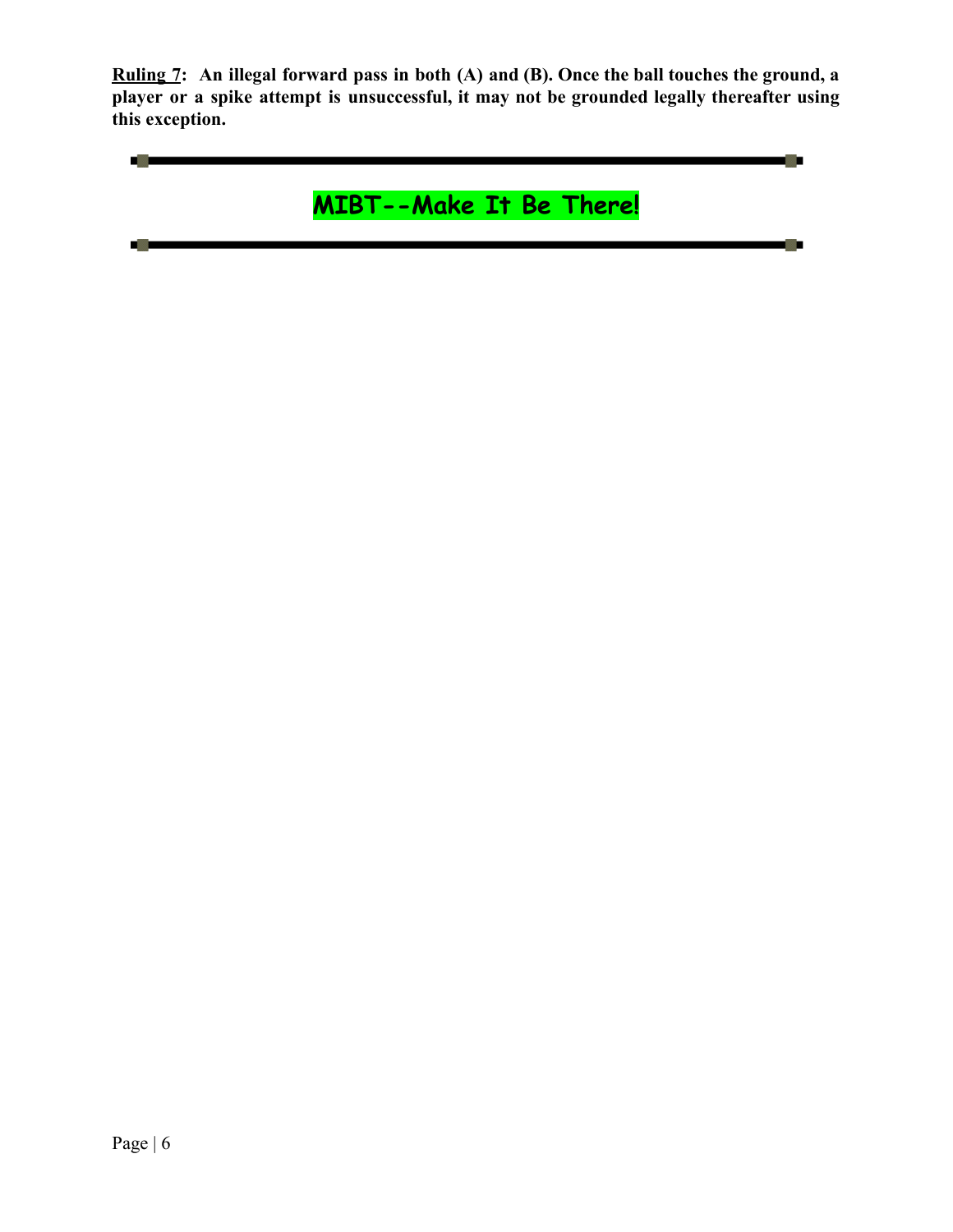**Ruling 7: An illegal forward pass in both (A) and (B). Once the ball touches the ground, a player or a spike attempt is unsuccessful, it may not be grounded legally thereafter using this exception.**

---

**MIBT--Make It Be There!**

---